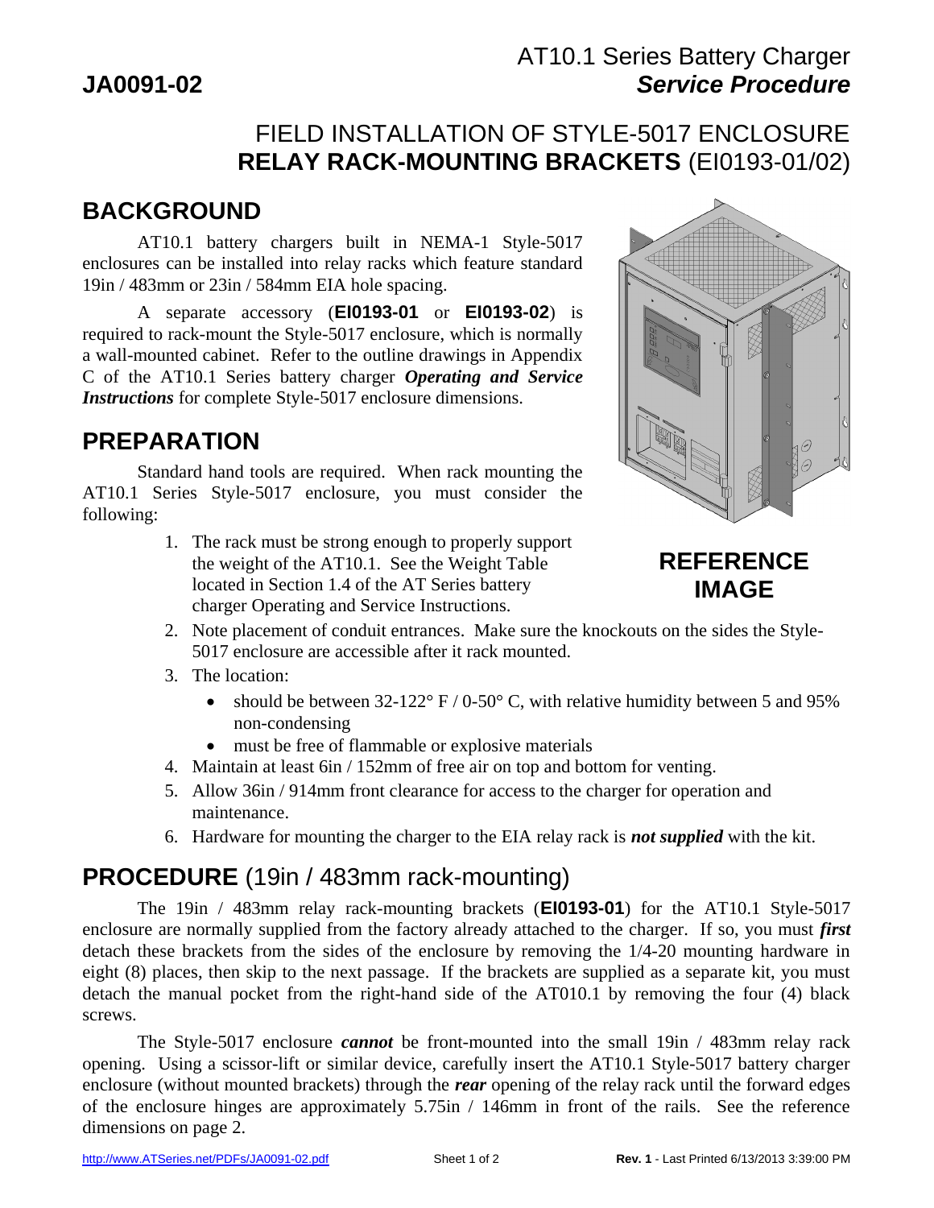# JA0091-02

## AT10.1 Series Battery Charger
## *Service Procedure*

## FIELD INSTALLATION OF STYLE-5017 ENCLOSURE
## **RELAY RACK-MOUNTING BRACKETS** (EI0193-01/02)

## BACKGROUND

AT10.1 battery chargers built in NEMA-1 Style-5017 enclosures can be installed into relay racks which feature standard 19in / 483mm or 23in / 584mm EIA hole spacing.

A separate accessory (**EI0193-01** or **EI0193-02**) is required to rack-mount the Style-5017 enclosure, which is normally a wall-mounted cabinet. Refer to the outline drawings in Appendix C of the AT10.1 Series battery charger ***Operating and Service Instructions*** for complete Style-5017 enclosure dimensions.

**REFERENCE IMAGE**

## PREPARATION

Standard hand tools are required. When rack mounting the AT10.1 Series Style-5017 enclosure, you must consider the following:

1. The rack must be strong enough to properly support the weight of the AT10.1. See the Weight Table located in Section 1.4 of the AT Series battery charger Operating and Service Instructions.
2. Note placement of conduit entrances. Make sure the knockouts on the sides the Style-5017 enclosure are accessible after it rack mounted.
3. The location:
   - should be between 32-122° F / 0-50° C, with relative humidity between 5 and 95% non-condensing
   - must be free of flammable or explosive materials
4. Maintain at least 6in / 152mm of free air on top and bottom for venting.
5. Allow 36in / 914mm front clearance for access to the charger for operation and maintenance.
6. Hardware for mounting the charger to the EIA relay rack is ***not supplied*** with the kit.

## **PROCEDURE** (19in / 483mm rack-mounting)

The 19in / 483mm relay rack-mounting brackets (**EI0193-01**) for the AT10.1 Style-5017 enclosure are normally supplied from the factory already attached to the charger. If so, you must ***first*** detach these brackets from the sides of the enclosure by removing the 1/4-20 mounting hardware in eight (8) places, then skip to the next passage. If the brackets are supplied as a separate kit, you must detach the manual pocket from the right-hand side of the AT010.1 by removing the four (4) black screws.

The Style-5017 enclosure ***cannot*** be front-mounted into the small 19in / 483mm relay rack opening. Using a scissor-lift or similar device, carefully insert the AT10.1 Style-5017 battery charger enclosure (without mounted brackets) through the ***rear*** opening of the relay rack until the forward edges of the enclosure hinges are approximately 5.75in / 146mm in front of the rails. See the reference dimensions on page 2.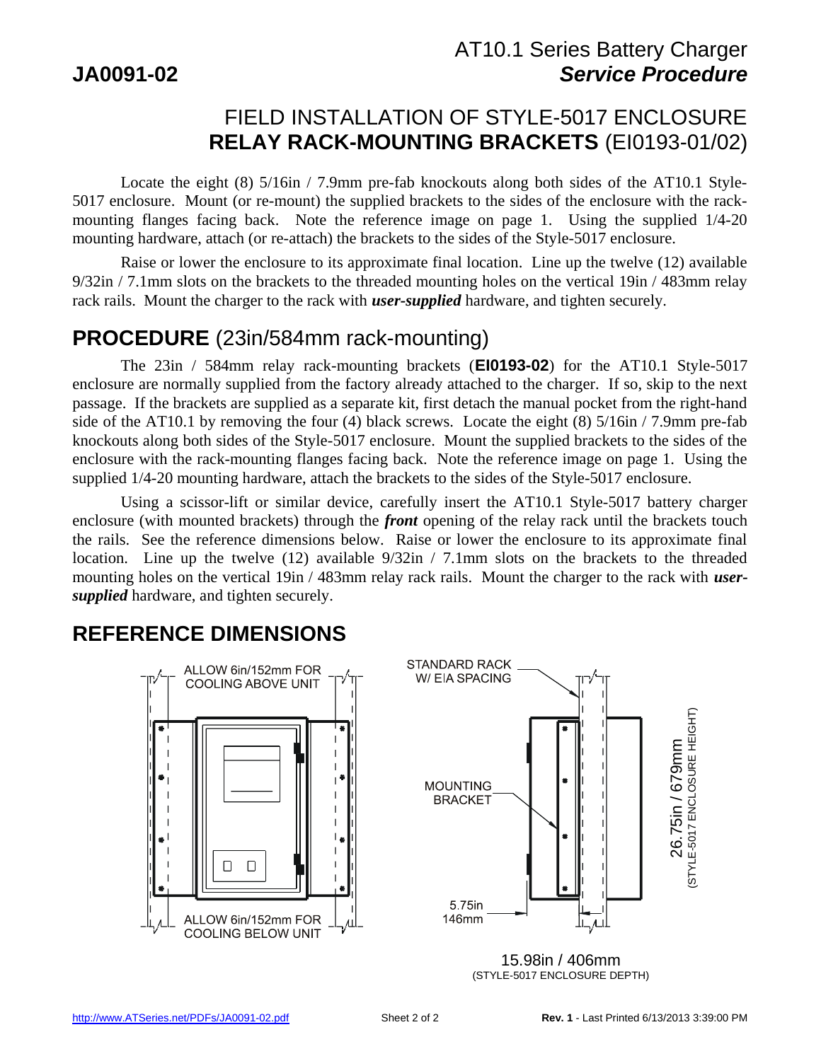JA0091-02

# AT10.1 Series Battery Charger *Service Procedure*

## FIELD INSTALLATION OF STYLE-5017 ENCLOSURE **RELAY RACK-MOUNTING BRACKETS** (EI0193-01/02)

Locate the eight (8) 5/16in / 7.9mm pre-fab knockouts along both sides of the AT10.1 Style-5017 enclosure. Mount (or re-mount) the supplied brackets to the sides of the enclosure with the rack-mounting flanges facing back. Note the reference image on page 1. Using the supplied 1/4-20 mounting hardware, attach (or re-attach) the brackets to the sides of the Style-5017 enclosure.

Raise or lower the enclosure to its approximate final location. Line up the twelve (12) available 9/32in / 7.1mm slots on the brackets to the threaded mounting holes on the vertical 19in / 483mm relay rack rails. Mount the charger to the rack with ***user-supplied*** hardware, and tighten securely.

## **PROCEDURE** (23in/584mm rack-mounting)

The 23in / 584mm relay rack-mounting brackets (**EI0193-02**) for the AT10.1 Style-5017 enclosure are normally supplied from the factory already attached to the charger. If so, skip to the next passage. If the brackets are supplied as a separate kit, first detach the manual pocket from the right-hand side of the AT10.1 by removing the four (4) black screws. Locate the eight (8) 5/16in / 7.9mm pre-fab knockouts along both sides of the Style-5017 enclosure. Mount the supplied brackets to the sides of the enclosure with the rack-mounting flanges facing back. Note the reference image on page 1. Using the supplied 1/4-20 mounting hardware, attach the brackets to the sides of the Style-5017 enclosure.

Using a scissor-lift or similar device, carefully insert the AT10.1 Style-5017 battery charger enclosure (with mounted brackets) through the ***front*** opening of the relay rack until the brackets touch the rails. See the reference dimensions below. Raise or lower the enclosure to its approximate final location. Line up the twelve (12) available 9/32in / 7.1mm slots on the brackets to the threaded mounting holes on the vertical 19in / 483mm relay rack rails. Mount the charger to the rack with ***user-supplied*** hardware, and tighten securely.

## REFERENCE DIMENSIONS

ALLOW 6in/152mm FOR COOLING ABOVE UNIT

ALLOW 6in/152mm FOR COOLING BELOW UNIT

STANDARD RACK W/ EIA SPACING

MOUNTING BRACKET

5.75in 146mm

26.75in / 679mm (STYLE-5017 ENCLOSURE HEIGHT)

15.98in / 406mm (STYLE-5017 ENCLOSURE DEPTH)

http://www.ATSeries.net/PDFs/JA0091-02.pdf

**Rev. 1** - Last Printed 6/13/2013 3:39:00 PM